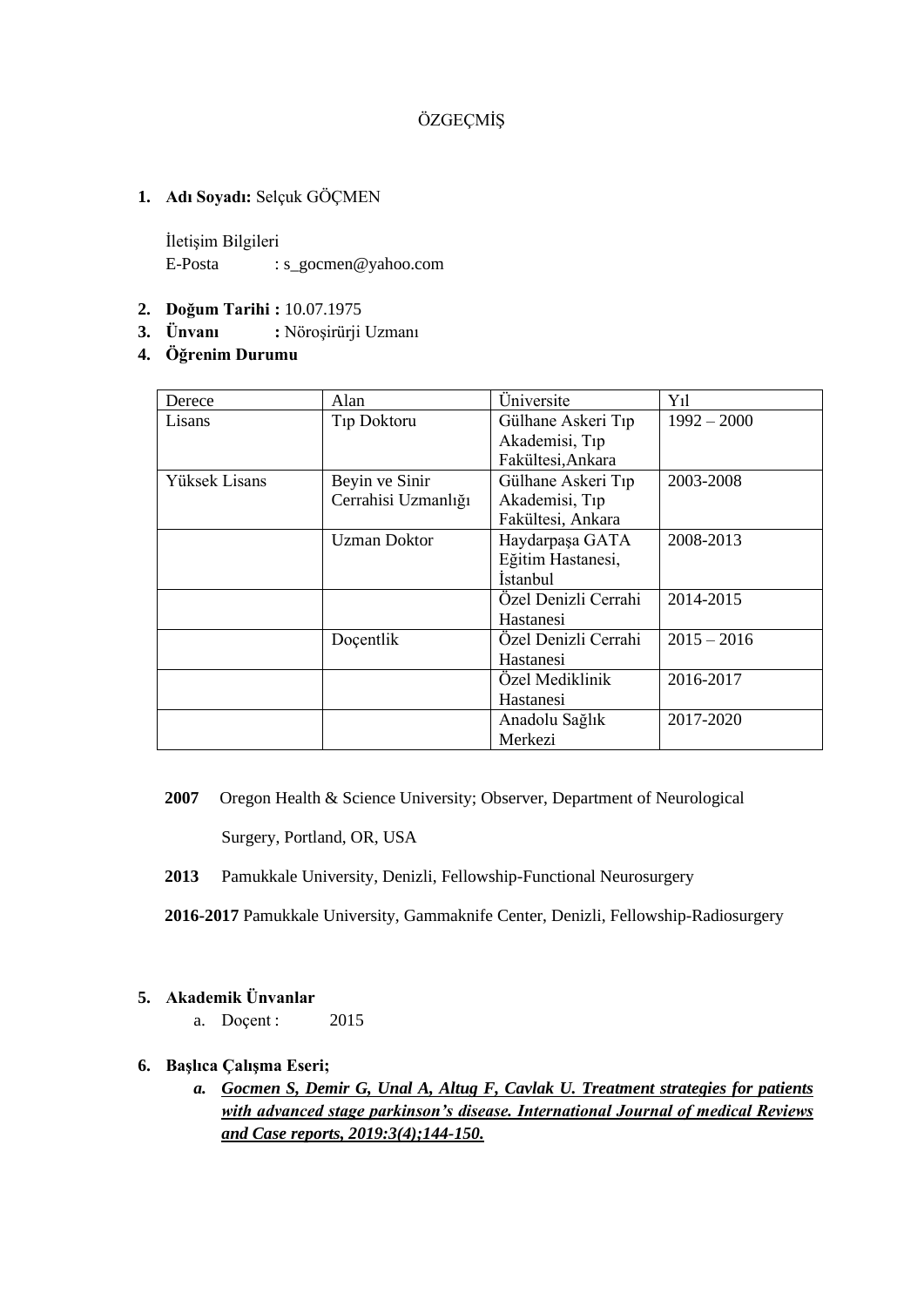# ÖZGEÇMİŞ

1. **Adı Soyadı:** Selçuk GÖÇMEN

   İletişim Bilgileri
   E-Posta : s_gocmen@yahoo.com

2. **Doğum Tarihi :** 10.07.1975
3. **Ünvanı :** Nöroşirürji Uzmanı
4. **Öğrenim Durumu**

| Derece | Alan | Üniversite | Yıl |
|---|---|---|---|
| Lisans | Tıp Doktoru | Gülhane Askeri Tıp Akademisi, Tıp Fakültesi,Ankara | 1992 – 2000 |
| Yüksek Lisans | Beyin ve Sinir Cerrahisi Uzmanlığı | Gülhane Askeri Tıp Akademisi, Tıp Fakültesi, Ankara | 2003-2008 |
| | Uzman Doktor | Haydarpaşa GATA Eğitim Hastanesi, İstanbul | 2008-2013 |
| | | Özel Denizli Cerrahi Hastanesi | 2014-2015 |
| | Doçentlik | Özel Denizli Cerrahi Hastanesi | 2015 – 2016 |
| | | Özel Mediklinik Hastanesi | 2016-2017 |
| | | Anadolu Sağlık Merkezi | 2017-2020 |

**2007** Oregon Health & Science University; Observer, Department of Neurological Surgery, Portland, OR, USA

**2013** Pamukkale University, Denizli, Fellowship-Functional Neurosurgery

**2016-2017** Pamukkale University, Gammaknife Center, Denizli, Fellowship-Radiosurgery

5. **Akademik Ünvanlar**
   a. Doçent : 2015

6. **Başlıca Çalışma Eseri;**
   a. ***Gocmen S, Demir G, Unal A, Altug F, Cavlak U. Treatment strategies for patients with advanced stage parkinson's disease. International Journal of medical Reviews and Case reports, 2019:3(4);144-150.***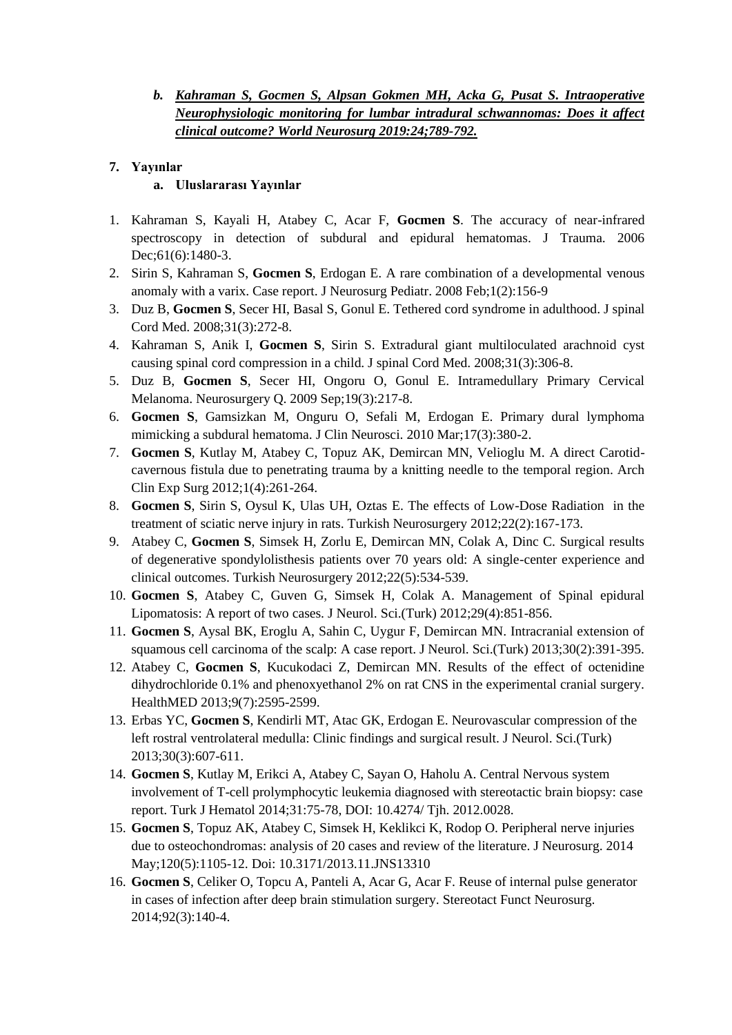b. ***Kahraman S, Gocmen S, Alpsan Gokmen MH, Acka G, Pusat S. Intraoperative Neurophysiologic monitoring for lumbar intradural schwannomas: Does it affect clinical outcome? World Neurosurg 2019:24;789-792.***

**7. Yayınlar**

**a. Uluslararası Yayınlar**

1. Kahraman S, Kayali H, Atabey C, Acar F, **Gocmen S**. The accuracy of near-infrared spectroscopy in detection of subdural and epidural hematomas. J Trauma. 2006 Dec;61(6):1480-3.
2. Sirin S, Kahraman S, **Gocmen S**, Erdogan E. A rare combination of a developmental venous anomaly with a varix. Case report. J Neurosurg Pediatr. 2008 Feb;1(2):156-9
3. Duz B, **Gocmen S**, Secer HI, Basal S, Gonul E. Tethered cord syndrome in adulthood. J spinal Cord Med. 2008;31(3):272-8.
4. Kahraman S, Anik I, **Gocmen S**, Sirin S. Extradural giant multiloculated arachnoid cyst causing spinal cord compression in a child. J spinal Cord Med. 2008;31(3):306-8.
5. Duz B, **Gocmen S**, Secer HI, Ongoru O, Gonul E. Intramedullary Primary Cervical Melanoma. Neurosurgery Q. 2009 Sep;19(3):217-8.
6. **Gocmen S**, Gamsizkan M, Onguru O, Sefali M, Erdogan E. Primary dural lymphoma mimicking a subdural hematoma. J Clin Neurosci. 2010 Mar;17(3):380-2.
7. **Gocmen S**, Kutlay M, Atabey C, Topuz AK, Demircan MN, Velioglu M. A direct Carotid-cavernous fistula due to penetrating trauma by a knitting needle to the temporal region. Arch Clin Exp Surg 2012;1(4):261-264.
8. **Gocmen S**, Sirin S, Oysul K, Ulas UH, Oztas E. The effects of Low-Dose Radiation in the treatment of sciatic nerve injury in rats. Turkish Neurosurgery 2012;22(2):167-173.
9. Atabey C, **Gocmen S**, Simsek H, Zorlu E, Demircan MN, Colak A, Dinc C. Surgical results of degenerative spondylolisthesis patients over 70 years old: A single-center experience and clinical outcomes. Turkish Neurosurgery 2012;22(5):534-539.
10. **Gocmen S**, Atabey C, Guven G, Simsek H, Colak A. Management of Spinal epidural Lipomatosis: A report of two cases. J Neurol. Sci.(Turk) 2012;29(4):851-856.
11. **Gocmen S**, Aysal BK, Eroglu A, Sahin C, Uygur F, Demircan MN. Intracranial extension of squamous cell carcinoma of the scalp: A case report. J Neurol. Sci.(Turk) 2013;30(2):391-395.
12. Atabey C, **Gocmen S**, Kucukodaci Z, Demircan MN. Results of the effect of octenidine dihydrochloride 0.1% and phenoxyethanol 2% on rat CNS in the experimental cranial surgery. HealthMED 2013;9(7):2595-2599.
13. Erbas YC, **Gocmen S**, Kendirli MT, Atac GK, Erdogan E. Neurovascular compression of the left rostral ventrolateral medulla: Clinic findings and surgical result. J Neurol. Sci.(Turk) 2013;30(3):607-611.
14. **Gocmen S**, Kutlay M, Erikci A, Atabey C, Sayan O, Haholu A. Central Nervous system involvement of T-cell prolymphocytic leukemia diagnosed with stereotactic brain biopsy: case report. Turk J Hematol 2014;31:75-78, DOI: 10.4274/ Tjh. 2012.0028.
15. **Gocmen S**, Topuz AK, Atabey C, Simsek H, Keklikci K, Rodop O. Peripheral nerve injuries due to osteochondromas: analysis of 20 cases and review of the literature. J Neurosurg. 2014 May;120(5):1105-12. Doi: 10.3171/2013.11.JNS13310
16. **Gocmen S**, Celiker O, Topcu A, Panteli A, Acar G, Acar F. Reuse of internal pulse generator in cases of infection after deep brain stimulation surgery. Stereotact Funct Neurosurg. 2014;92(3):140-4.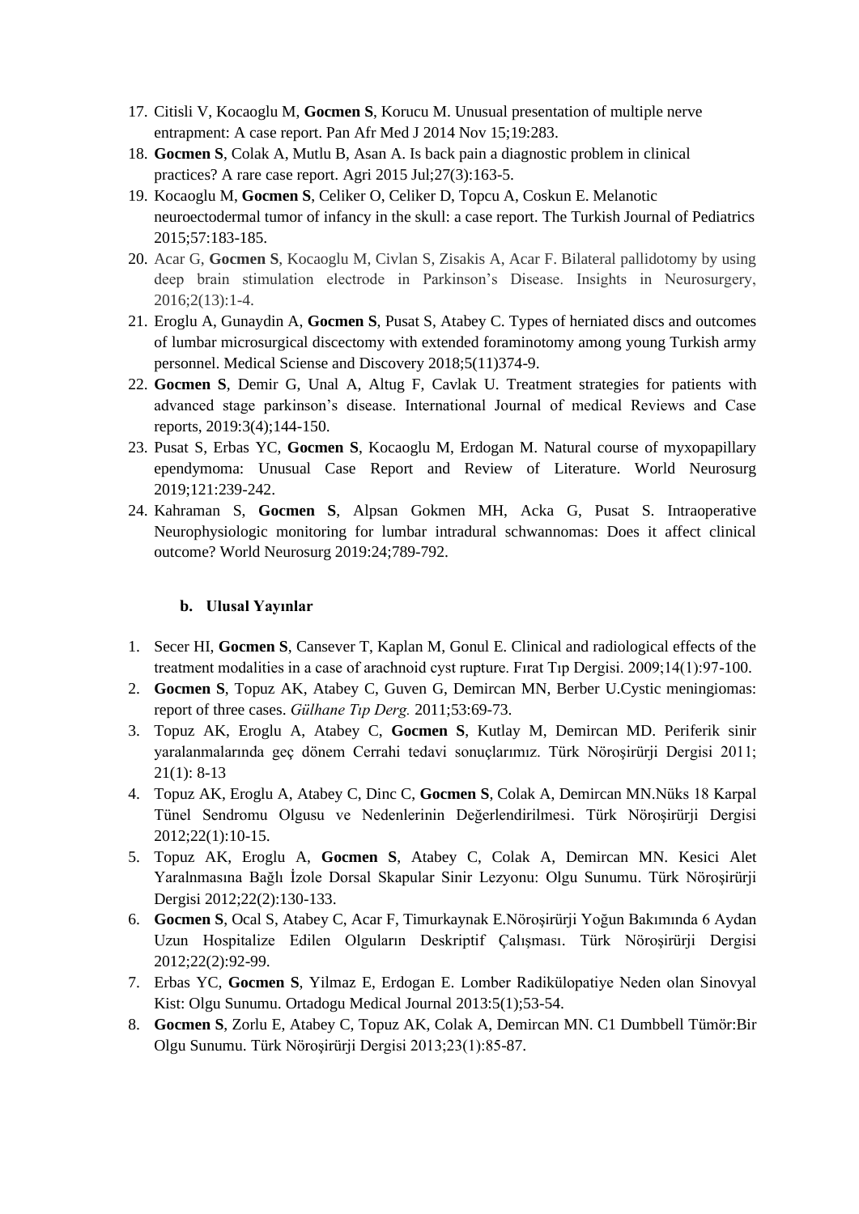17. Citisli V, Kocaoglu M, **Gocmen S**, Korucu M. Unusual presentation of multiple nerve entrapment: A case report. Pan Afr Med J 2014 Nov 15;19:283.
18. **Gocmen S**, Colak A, Mutlu B, Asan A. Is back pain a diagnostic problem in clinical practices? A rare case report. Agri 2015 Jul;27(3):163-5.
19. Kocaoglu M, **Gocmen S**, Celiker O, Celiker D, Topcu A, Coskun E. Melanotic neuroectodermal tumor of infancy in the skull: a case report. The Turkish Journal of Pediatrics 2015;57:183-185.
20. Acar G, **Gocmen S**, Kocaoglu M, Civlan S, Zisakis A, Acar F. Bilateral pallidotomy by using deep brain stimulation electrode in Parkinson's Disease. Insights in Neurosurgery, 2016;2(13):1-4.
21. Eroglu A, Gunaydin A, **Gocmen S**, Pusat S, Atabey C. Types of herniated discs and outcomes of lumbar microsurgical discectomy with extended foraminotomy among young Turkish army personnel. Medical Sciense and Discovery 2018;5(11)374-9.
22. **Gocmen S**, Demir G, Unal A, Altug F, Cavlak U. Treatment strategies for patients with advanced stage parkinson's disease. International Journal of medical Reviews and Case reports, 2019:3(4);144-150.
23. Pusat S, Erbas YC, **Gocmen S**, Kocaoglu M, Erdogan M. Natural course of myxopapillary ependymoma: Unusual Case Report and Review of Literature. World Neurosurg 2019;121:239-242.
24. Kahraman S, **Gocmen S**, Alpsan Gokmen MH, Acka G, Pusat S. Intraoperative Neurophysiologic monitoring for lumbar intradural schwannomas: Does it affect clinical outcome? World Neurosurg 2019:24;789-792.

**b. Ulusal Yayınlar**

1. Secer HI, **Gocmen S**, Cansever T, Kaplan M, Gonul E. Clinical and radiological effects of the treatment modalities in a case of arachnoid cyst rupture. Fırat Tıp Dergisi. 2009;14(1):97-100.
2. **Gocmen S**, Topuz AK, Atabey C, Guven G, Demircan MN, Berber U.Cystic meningiomas: report of three cases. *Gülhane Tıp Derg.* 2011;53:69-73.
3. Topuz AK, Eroglu A, Atabey C, **Gocmen S**, Kutlay M, Demircan MD. Periferik sinir yaralanmalarında geç dönem Cerrahi tedavi sonuçlarımız. Türk Nöroşirürji Dergisi 2011; 21(1): 8-13
4. Topuz AK, Eroglu A, Atabey C, Dinc C, **Gocmen S**, Colak A, Demircan MN.Nüks 18 Karpal Tünel Sendromu Olgusu ve Nedenlerinin Değerlendirilmesi. Türk Nöroşirürji Dergisi 2012;22(1):10-15.
5. Topuz AK, Eroglu A, **Gocmen S**, Atabey C, Colak A, Demircan MN. Kesici Alet Yaralnmasına Bağlı İzole Dorsal Skapular Sinir Lezyonu: Olgu Sunumu. Türk Nöroşirürji Dergisi 2012;22(2):130-133.
6. **Gocmen S**, Ocal S, Atabey C, Acar F, Timurkaynak E.Nöroşirürji Yoğun Bakımında 6 Aydan Uzun Hospitalize Edilen Olguların Deskriptif Çalışması. Türk Nöroşirürji Dergisi 2012;22(2):92-99.
7. Erbas YC, **Gocmen S**, Yilmaz E, Erdogan E. Lomber Radikülopatiye Neden olan Sinovyal Kist: Olgu Sunumu. Ortadogu Medical Journal 2013:5(1);53-54.
8. **Gocmen S**, Zorlu E, Atabey C, Topuz AK, Colak A, Demircan MN. C1 Dumbbell Tümör:Bir Olgu Sunumu. Türk Nöroşirürji Dergisi 2013;23(1):85-87.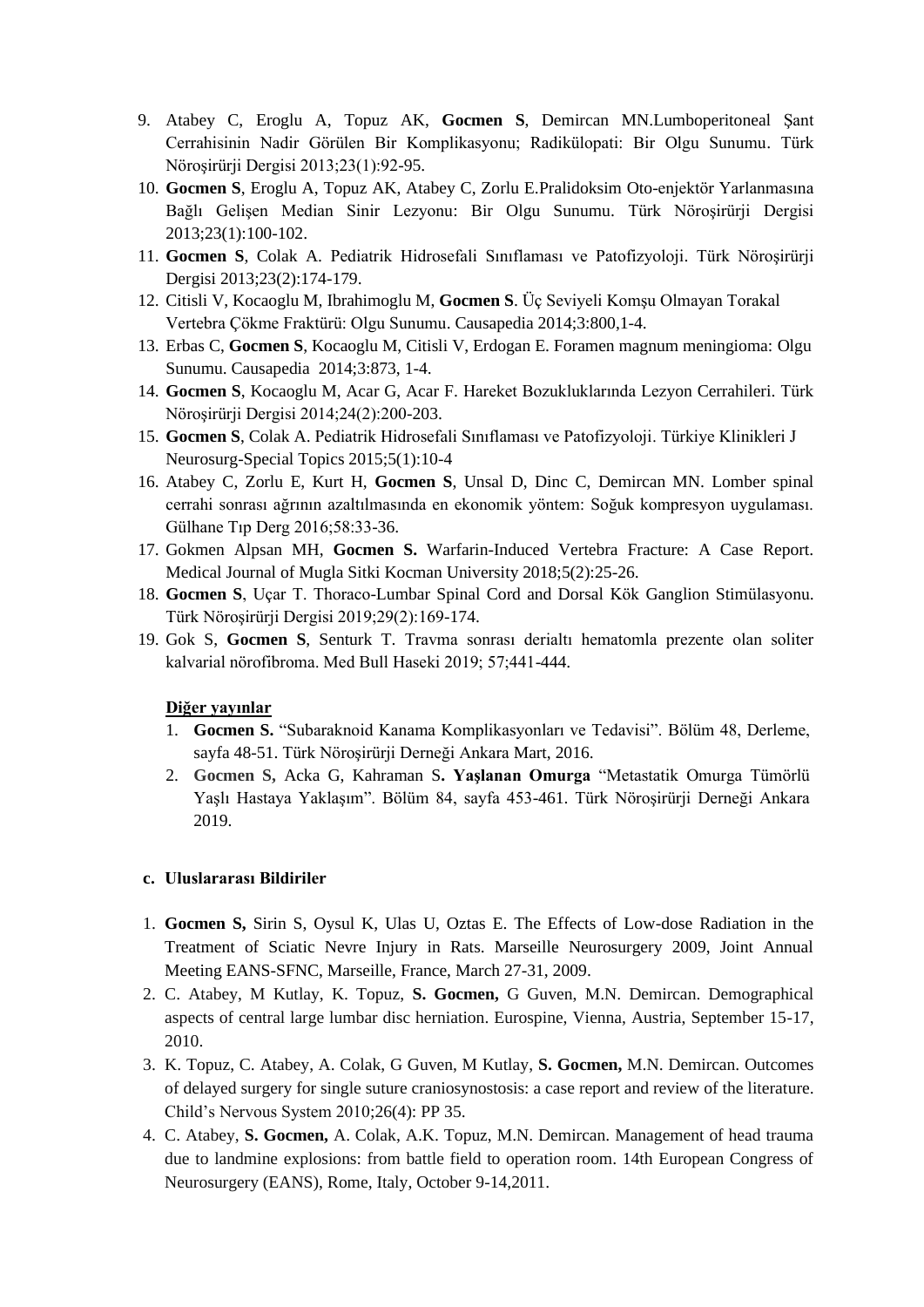9. Atabey C, Eroglu A, Topuz AK, **Gocmen S**, Demircan MN.Lumboperitoneal Şant Cerrahisinin Nadir Görülen Bir Komplikasyonu; Radikülopati: Bir Olgu Sunumu. Türk Nöroşirürji Dergisi 2013;23(1):92-95.
10. **Gocmen S**, Eroglu A, Topuz AK, Atabey C, Zorlu E.Pralidoksim Oto-enjektör Yarlanmasına Bağlı Gelişen Median Sinir Lezyonu: Bir Olgu Sunumu. Türk Nöroşirürji Dergisi 2013;23(1):100-102.
11. **Gocmen S**, Colak A. Pediatrik Hidrosefali Sınıflaması ve Patofizyoloji. Türk Nöroşirürji Dergisi 2013;23(2):174-179.
12. Citisli V, Kocaoglu M, Ibrahimoglu M, **Gocmen S**. Üç Seviyeli Komşu Olmayan Torakal Vertebra Çökme Fraktürü: Olgu Sunumu. Causapedia 2014;3:800,1-4.
13. Erbas C, **Gocmen S**, Kocaoglu M, Citisli V, Erdogan E. Foramen magnum meningioma: Olgu Sunumu. Causapedia 2014;3:873, 1-4.
14. **Gocmen S**, Kocaoglu M, Acar G, Acar F. Hareket Bozukluklarında Lezyon Cerrahileri. Türk Nöroşirürji Dergisi 2014;24(2):200-203.
15. **Gocmen S**, Colak A. Pediatrik Hidrosefali Sınıflaması ve Patofizyoloji. Türkiye Klinikleri J Neurosurg-Special Topics 2015;5(1):10-4
16. Atabey C, Zorlu E, Kurt H, **Gocmen S**, Unsal D, Dinc C, Demircan MN. Lomber spinal cerrahi sonrası ağrının azaltılmasında en ekonomik yöntem: Soğuk kompresyon uygulaması. Gülhane Tıp Derg 2016;58:33-36.
17. Gokmen Alpsan MH, **Gocmen S.** Warfarin-Induced Vertebra Fracture: A Case Report. Medical Journal of Mugla Sitki Kocman University 2018;5(2):25-26.
18. **Gocmen S**, Uçar T. Thoraco-Lumbar Spinal Cord and Dorsal Kök Ganglion Stimülasyonu. Türk Nöroşirürji Dergisi 2019;29(2):169-174.
19. Gok S, **Gocmen S**, Senturk T. Travma sonrası derialtı hematomla prezente olan soliter kalvarial nörofibroma. Med Bull Haseki 2019; 57;441-444.

**Diğer yayınlar**

1. **Gocmen S.** "Subaraknoid Kanama Komplikasyonları ve Tedavisi". Bölüm 48, Derleme, sayfa 48-51. Türk Nöroşirürji Derneği Ankara Mart, 2016.
2. **Gocmen S,** Acka G, Kahraman S**. Yaşlanan Omurga** "Metastatik Omurga Tümörlü Yaşlı Hastaya Yaklaşım". Bölüm 84, sayfa 453-461. Türk Nöroşirürji Derneği Ankara 2019.

**c. Uluslararası Bildiriler**

1. **Gocmen S,** Sirin S, Oysul K, Ulas U, Oztas E. The Effects of Low-dose Radiation in the Treatment of Sciatic Nevre Injury in Rats. Marseille Neurosurgery 2009, Joint Annual Meeting EANS-SFNC, Marseille, France, March 27-31, 2009.
2. C. Atabey, M Kutlay, K. Topuz, **S. Gocmen,** G Guven, M.N. Demircan. Demographical aspects of central large lumbar disc herniation. Eurospine, Vienna, Austria, September 15-17, 2010.
3. K. Topuz, C. Atabey, A. Colak, G Guven, M Kutlay, **S. Gocmen,** M.N. Demircan. Outcomes of delayed surgery for single suture craniosynostosis: a case report and review of the literature. Child's Nervous System 2010;26(4): PP 35.
4. C. Atabey, **S. Gocmen,** A. Colak, A.K. Topuz, M.N. Demircan. Management of head trauma due to landmine explosions: from battle field to operation room. 14th European Congress of Neurosurgery (EANS), Rome, Italy, October 9-14,2011.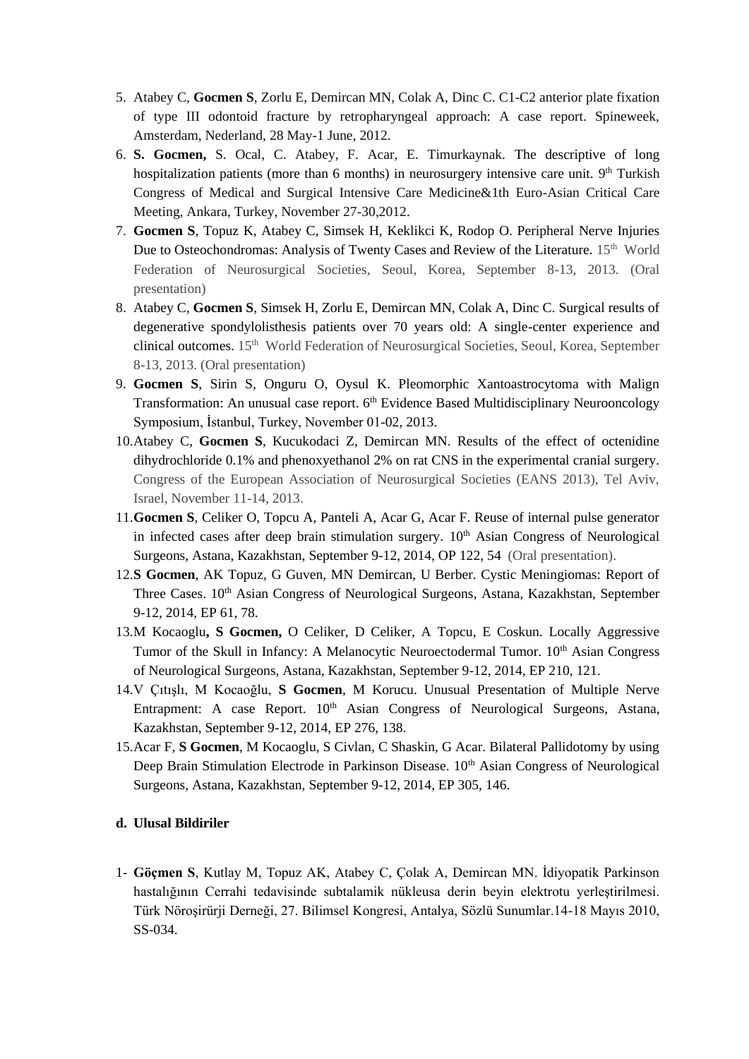5. Atabey C, **Gocmen S**, Zorlu E, Demircan MN, Colak A, Dinc C. C1-C2 anterior plate fixation of type III odontoid fracture by retropharyngeal approach: A case report. Spineweek, Amsterdam, Nederland, 28 May-1 June, 2012.
6. **S. Gocmen,** S. Ocal, C. Atabey, F. Acar, E. Timurkaynak. The descriptive of long hospitalization patients (more than 6 months) in neurosurgery intensive care unit. 9th Turkish Congress of Medical and Surgical Intensive Care Medicine&1th Euro-Asian Critical Care Meeting, Ankara, Turkey, November 27-30,2012.
7. **Gocmen S**, Topuz K, Atabey C, Simsek H, Keklikci K, Rodop O. Peripheral Nerve Injuries Due to Osteochondromas: Analysis of Twenty Cases and Review of the Literature. 15th World Federation of Neurosurgical Societies, Seoul, Korea, September 8-13, 2013. (Oral presentation)
8. Atabey C, **Gocmen S**, Simsek H, Zorlu E, Demircan MN, Colak A, Dinc C. Surgical results of degenerative spondylolisthesis patients over 70 years old: A single-center experience and clinical outcomes. 15th World Federation of Neurosurgical Societies, Seoul, Korea, September 8-13, 2013. (Oral presentation)
9. **Gocmen S**, Sirin S, Onguru O, Oysul K. Pleomorphic Xantoastrocytoma with Malign Transformation: An unusual case report. 6th Evidence Based Multidisciplinary Neurooncology Symposium, İstanbul, Turkey, November 01-02, 2013.
10. Atabey C, **Gocmen S**, Kucukodaci Z, Demircan MN. Results of the effect of octenidine dihydrochloride 0.1% and phenoxyethanol 2% on rat CNS in the experimental cranial surgery. Congress of the European Association of Neurosurgical Societies (EANS 2013), Tel Aviv, Israel, November 11-14, 2013.
11. **Gocmen S**, Celiker O, Topcu A, Panteli A, Acar G, Acar F. Reuse of internal pulse generator in infected cases after deep brain stimulation surgery. 10th Asian Congress of Neurological Surgeons, Astana, Kazakhstan, September 9-12, 2014, OP 122, 54 (Oral presentation).
12. **S Gocmen**, AK Topuz, G Guven, MN Demircan, U Berber. Cystic Meningiomas: Report of Three Cases. 10th Asian Congress of Neurological Surgeons, Astana, Kazakhstan, September 9-12, 2014, EP 61, 78.
13. M Kocaoglu**, S Gocmen,** O Celiker, D Celiker, A Topcu, E Coskun. Locally Aggressive Tumor of the Skull in Infancy: A Melanocytic Neuroectodermal Tumor. 10th Asian Congress of Neurological Surgeons, Astana, Kazakhstan, September 9-12, 2014, EP 210, 121.
14. V Çıtışlı, M Kocaoğlu, **S Gocmen**, M Korucu. Unusual Presentation of Multiple Nerve Entrapment: A case Report. 10th Asian Congress of Neurological Surgeons, Astana, Kazakhstan, September 9-12, 2014, EP 276, 138.
15. Acar F, **S Gocmen**, M Kocaoglu, S Civlan, C Shaskin, G Acar. Bilateral Pallidotomy by using Deep Brain Stimulation Electrode in Parkinson Disease. 10th Asian Congress of Neurological Surgeons, Astana, Kazakhstan, September 9-12, 2014, EP 305, 146.

**d. Ulusal Bildiriler**

1- **Göçmen S**, Kutlay M, Topuz AK, Atabey C, Çolak A, Demircan MN. İdiyopatik Parkinson hastalığının Cerrahi tedavisinde subtalamik nükleusa derin beyin elektrotu yerleştirilmesi. Türk Nöroşirürji Derneği, 27. Bilimsel Kongresi, Antalya, Sözlü Sunumlar.14-18 Mayıs 2010, SS-034.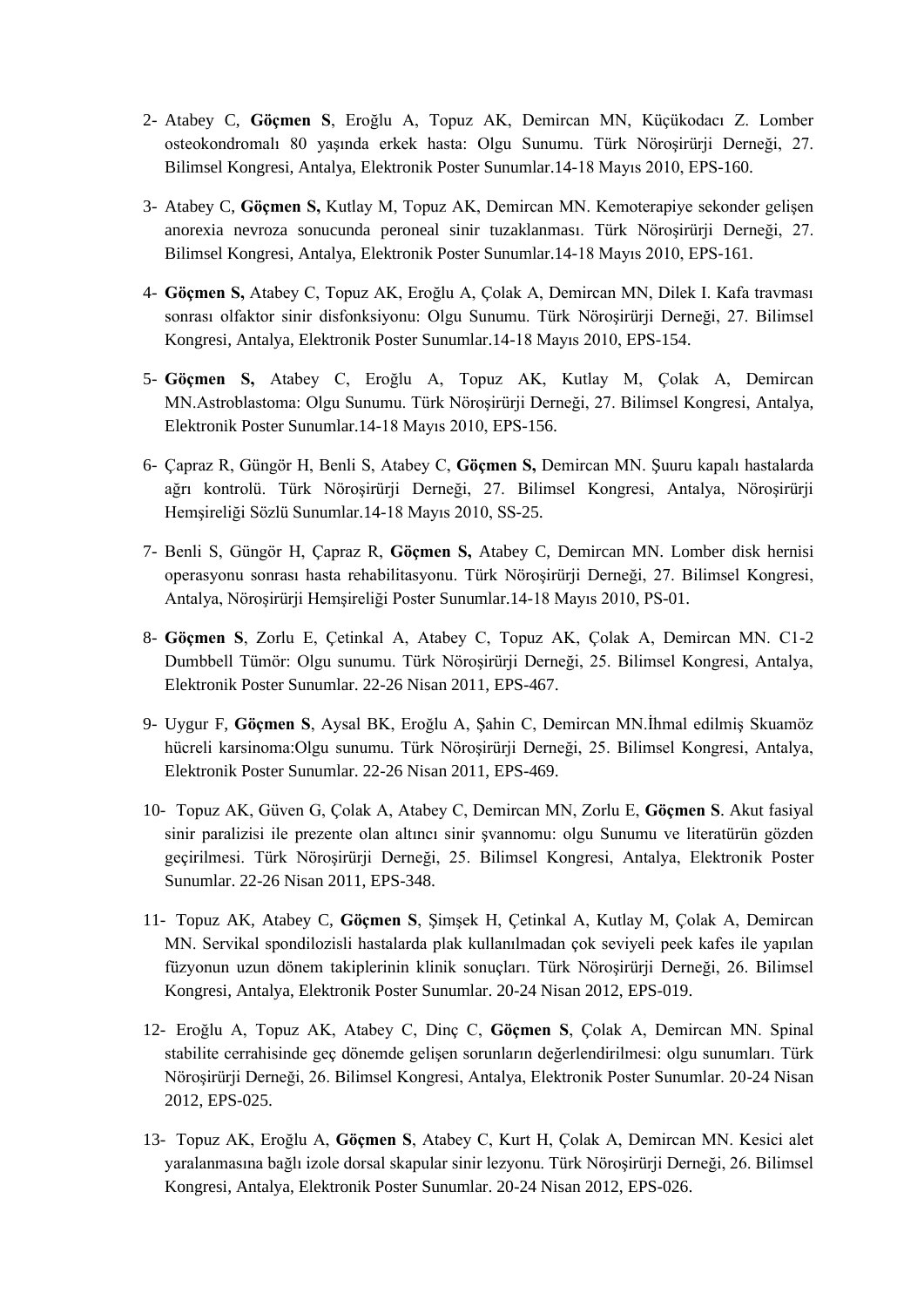2- Atabey C, **Göçmen S**, Eroğlu A, Topuz AK, Demircan MN, Küçükodacı Z. Lomber osteokondromalı 80 yaşında erkek hasta: Olgu Sunumu. Türk Nöroşirürji Derneği, 27. Bilimsel Kongresi, Antalya, Elektronik Poster Sunumlar.14-18 Mayıs 2010, EPS-160.

3- Atabey C, **Göçmen S,** Kutlay M, Topuz AK, Demircan MN. Kemoterapiye sekonder gelişen anorexia nevroza sonucunda peroneal sinir tuzaklanması. Türk Nöroşirürji Derneği, 27. Bilimsel Kongresi, Antalya, Elektronik Poster Sunumlar.14-18 Mayıs 2010, EPS-161.

4- **Göçmen S,** Atabey C, Topuz AK, Eroğlu A, Çolak A, Demircan MN, Dilek I. Kafa travması sonrası olfaktor sinir disfonksiyonu: Olgu Sunumu. Türk Nöroşirürji Derneği, 27. Bilimsel Kongresi, Antalya, Elektronik Poster Sunumlar.14-18 Mayıs 2010, EPS-154.

5- **Göçmen S,** Atabey C, Eroğlu A, Topuz AK, Kutlay M, Çolak A, Demircan MN.Astroblastoma: Olgu Sunumu. Türk Nöroşirürji Derneği, 27. Bilimsel Kongresi, Antalya, Elektronik Poster Sunumlar.14-18 Mayıs 2010, EPS-156.

6- Çapraz R, Güngör H, Benli S, Atabey C, **Göçmen S,** Demircan MN. Şuuru kapalı hastalarda ağrı kontrolü. Türk Nöroşirürji Derneği, 27. Bilimsel Kongresi, Antalya, Nöroşirürji Hemşireliği Sözlü Sunumlar.14-18 Mayıs 2010, SS-25.

7- Benli S, Güngör H, Çapraz R, **Göçmen S,** Atabey C, Demircan MN. Lomber disk hernisi operasyonu sonrası hasta rehabilitasyonu. Türk Nöroşirürji Derneği, 27. Bilimsel Kongresi, Antalya, Nöroşirürji Hemşireliği Poster Sunumlar.14-18 Mayıs 2010, PS-01.

8- **Göçmen S**, Zorlu E, Çetinkal A, Atabey C, Topuz AK, Çolak A, Demircan MN. C1-2 Dumbbell Tümör: Olgu sunumu. Türk Nöroşirürji Derneği, 25. Bilimsel Kongresi, Antalya, Elektronik Poster Sunumlar. 22-26 Nisan 2011, EPS-467.

9- Uygur F, **Göçmen S**, Aysal BK, Eroğlu A, Şahin C, Demircan MN.İhmal edilmiş Skuamöz hücreli karsinoma:Olgu sunumu. Türk Nöroşirürji Derneği, 25. Bilimsel Kongresi, Antalya, Elektronik Poster Sunumlar. 22-26 Nisan 2011, EPS-469.

10- Topuz AK, Güven G, Çolak A, Atabey C, Demircan MN, Zorlu E, **Göçmen S**. Akut fasiyal sinir paralizisi ile prezente olan altıncı sinir şvannomu: olgu Sunumu ve literatürün gözden geçirilmesi. Türk Nöroşirürji Derneği, 25. Bilimsel Kongresi, Antalya, Elektronik Poster Sunumlar. 22-26 Nisan 2011, EPS-348.

11- Topuz AK, Atabey C, **Göçmen S**, Şimşek H, Çetinkal A, Kutlay M, Çolak A, Demircan MN. Servikal spondilozisli hastalarda plak kullanılmadan çok seviyeli peek kafes ile yapılan füzyonun uzun dönem takiplerinin klinik sonuçları. Türk Nöroşirürji Derneği, 26. Bilimsel Kongresi, Antalya, Elektronik Poster Sunumlar. 20-24 Nisan 2012, EPS-019.

12- Eroğlu A, Topuz AK, Atabey C, Dinç C, **Göçmen S**, Çolak A, Demircan MN. Spinal stabilite cerrahisinde geç dönemde gelişen sorunların değerlendirilmesi: olgu sunumları. Türk Nöroşirürji Derneği, 26. Bilimsel Kongresi, Antalya, Elektronik Poster Sunumlar. 20-24 Nisan 2012, EPS-025.

13- Topuz AK, Eroğlu A, **Göçmen S**, Atabey C, Kurt H, Çolak A, Demircan MN. Kesici alet yaralanmasına bağlı izole dorsal skapular sinir lezyonu. Türk Nöroşirürji Derneği, 26. Bilimsel Kongresi, Antalya, Elektronik Poster Sunumlar. 20-24 Nisan 2012, EPS-026.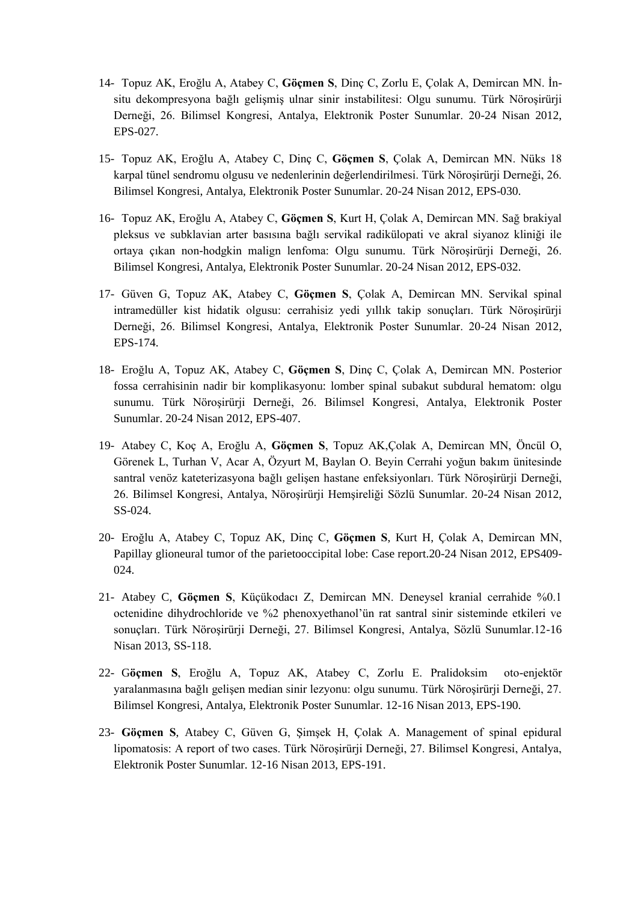14- Topuz AK, Eroğlu A, Atabey C, **Göçmen S**, Dinç C, Zorlu E, Çolak A, Demircan MN. İn-situ dekompresyona bağlı gelişmiş ulnar sinir instabilitesi: Olgu sunumu. Türk Nöroşirürji Derneği, 26. Bilimsel Kongresi, Antalya, Elektronik Poster Sunumlar. 20-24 Nisan 2012, EPS-027.

15- Topuz AK, Eroğlu A, Atabey C, Dinç C, **Göçmen S**, Çolak A, Demircan MN. Nüks 18 karpal tünel sendromu olgusu ve nedenlerinin değerlendirilmesi. Türk Nöroşirürji Derneği, 26. Bilimsel Kongresi, Antalya, Elektronik Poster Sunumlar. 20-24 Nisan 2012, EPS-030.

16- Topuz AK, Eroğlu A, Atabey C, **Göçmen S**, Kurt H, Çolak A, Demircan MN. Sağ brakiyal pleksus ve subklavian arter basısına bağlı servikal radikülopati ve akral siyanoz kliniği ile ortaya çıkan non-hodgkin malign lenfoma: Olgu sunumu. Türk Nöroşirürji Derneği, 26. Bilimsel Kongresi, Antalya, Elektronik Poster Sunumlar. 20-24 Nisan 2012, EPS-032.

17- Güven G, Topuz AK, Atabey C, **Göçmen S**, Çolak A, Demircan MN. Servikal spinal intramedüller kist hidatik olgusu: cerrahisiz yedi yıllık takip sonuçları. Türk Nöroşirürji Derneği, 26. Bilimsel Kongresi, Antalya, Elektronik Poster Sunumlar. 20-24 Nisan 2012, EPS-174.

18- Eroğlu A, Topuz AK, Atabey C, **Göçmen S**, Dinç C, Çolak A, Demircan MN. Posterior fossa cerrahisinin nadir bir komplikasyonu: lomber spinal subakut subdural hematom: olgu sunumu. Türk Nöroşirürji Derneği, 26. Bilimsel Kongresi, Antalya, Elektronik Poster Sunumlar. 20-24 Nisan 2012, EPS-407.

19- Atabey C, Koç A, Eroğlu A, **Göçmen S**, Topuz AK,Çolak A, Demircan MN, Öncül O, Görenek L, Turhan V, Acar A, Özyurt M, Baylan O. Beyin Cerrahi yoğun bakım ünitesinde santral venöz kateterizasyona bağlı gelişen hastane enfeksiyonları. Türk Nöroşirürji Derneği, 26. Bilimsel Kongresi, Antalya, Nöroşirürji Hemşireliği Sözlü Sunumlar. 20-24 Nisan 2012, SS-024.

20- Eroğlu A, Atabey C, Topuz AK, Dinç C, **Göçmen S**, Kurt H, Çolak A, Demircan MN, Papillay glioneural tumor of the parietooccipital lobe: Case report.20-24 Nisan 2012, EPS409-024.

21- Atabey C, **Göçmen S**, Küçükodacı Z, Demircan MN. Deneysel kranial cerrahide %0.1 octenidine dihydrochloride ve %2 phenoxyethanol'ün rat santral sinir sisteminde etkileri ve sonuçları. Türk Nöroşirürji Derneği, 27. Bilimsel Kongresi, Antalya, Sözlü Sunumlar.12-16 Nisan 2013, SS-118.

22- G**öçmen S**, Eroğlu A, Topuz AK, Atabey C, Zorlu E. Pralidoksim oto-enjektör yaralanmasına bağlı gelişen median sinir lezyonu: olgu sunumu. Türk Nöroşirürji Derneği, 27. Bilimsel Kongresi, Antalya, Elektronik Poster Sunumlar. 12-16 Nisan 2013, EPS-190.

23- **Göçmen S**, Atabey C, Güven G, Şimşek H, Çolak A. Management of spinal epidural lipomatosis: A report of two cases. Türk Nöroşirürji Derneği, 27. Bilimsel Kongresi, Antalya, Elektronik Poster Sunumlar. 12-16 Nisan 2013, EPS-191.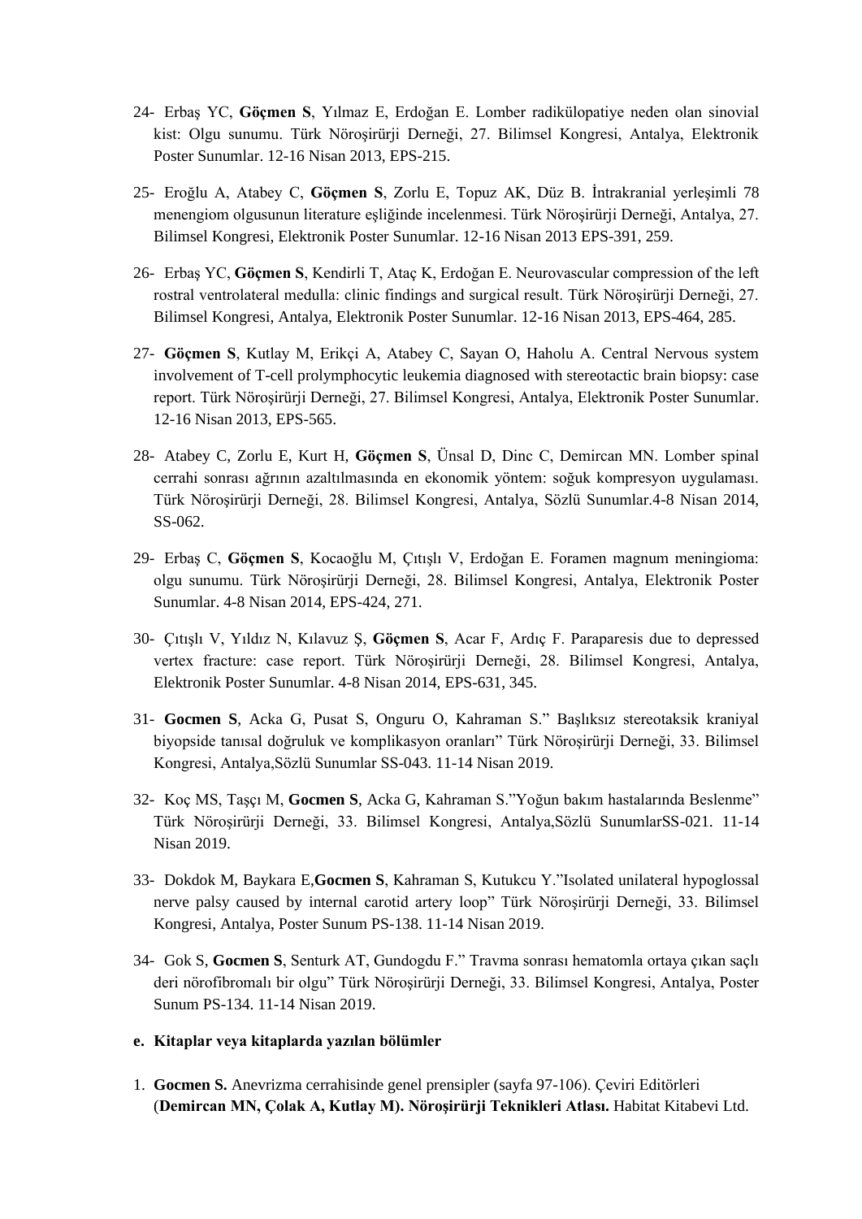24- Erbaş YC, **Göçmen S**, Yılmaz E, Erdoğan E. Lomber radikülopatiye neden olan sinovial kist: Olgu sunumu. Türk Nöroşirürji Derneği, 27. Bilimsel Kongresi, Antalya, Elektronik Poster Sunumlar. 12-16 Nisan 2013, EPS-215.

25- Eroğlu A, Atabey C, **Göçmen S**, Zorlu E, Topuz AK, Düz B. İntrakranial yerleşimli 78 menengiom olgusunun literature eşliğinde incelenmesi. Türk Nöroşirürji Derneği, Antalya, 27. Bilimsel Kongresi, Elektronik Poster Sunumlar. 12-16 Nisan 2013 EPS-391, 259.

26- Erbaş YC, **Göçmen S**, Kendirli T, Ataç K, Erdoğan E. Neurovascular compression of the left rostral ventrolateral medulla: clinic findings and surgical result. Türk Nöroşirürji Derneği, 27. Bilimsel Kongresi, Antalya, Elektronik Poster Sunumlar. 12-16 Nisan 2013, EPS-464, 285.

27- **Göçmen S**, Kutlay M, Erikçi A, Atabey C, Sayan O, Haholu A. Central Nervous system involvement of T-cell prolymphocytic leukemia diagnosed with stereotactic brain biopsy: case report. Türk Nöroşirürji Derneği, 27. Bilimsel Kongresi, Antalya, Elektronik Poster Sunumlar. 12-16 Nisan 2013, EPS-565.

28- Atabey C, Zorlu E, Kurt H, **Göçmen S**, Ünsal D, Dinc C, Demircan MN. Lomber spinal cerrahi sonrası ağrının azaltılmasında en ekonomik yöntem: soğuk kompresyon uygulaması. Türk Nöroşirürji Derneği, 28. Bilimsel Kongresi, Antalya, Sözlü Sunumlar.4-8 Nisan 2014, SS-062.

29- Erbaş C, **Göçmen S**, Kocaoğlu M, Çıtışlı V, Erdoğan E. Foramen magnum meningioma: olgu sunumu. Türk Nöroşirürji Derneği, 28. Bilimsel Kongresi, Antalya, Elektronik Poster Sunumlar. 4-8 Nisan 2014, EPS-424, 271.

30- Çıtışlı V, Yıldız N, Kılavuz Ş, **Göçmen S**, Acar F, Ardıç F. Paraparesis due to depressed vertex fracture: case report. Türk Nöroşirürji Derneği, 28. Bilimsel Kongresi, Antalya, Elektronik Poster Sunumlar. 4-8 Nisan 2014, EPS-631, 345.

31- **Gocmen S**, Acka G, Pusat S, Onguru O, Kahraman S.” Başlıksız stereotaksik kraniyal biyopside tanısal doğruluk ve komplikasyon oranları” Türk Nöroşirürji Derneği, 33. Bilimsel Kongresi, Antalya,Sözlü Sunumlar SS-043. 11-14 Nisan 2019.

32- Koç MS, Taşçı M, **Gocmen S**, Acka G, Kahraman S.”Yoğun bakım hastalarında Beslenme” Türk Nöroşirürji Derneği, 33. Bilimsel Kongresi, Antalya,Sözlü SunumlarSS-021. 11-14 Nisan 2019.

33- Dokdok M, Baykara E,**Gocmen S**, Kahraman S, Kutukcu Y.”Isolated unilateral hypoglossal nerve palsy caused by internal carotid artery loop” Türk Nöroşirürji Derneği, 33. Bilimsel Kongresi, Antalya, Poster Sunum PS-138. 11-14 Nisan 2019.

34- Gok S, **Gocmen S**, Senturk AT, Gundogdu F.” Travma sonrası hematomla ortaya çıkan saçlı deri nörofibromalı bir olgu” Türk Nöroşirürji Derneği, 33. Bilimsel Kongresi, Antalya, Poster Sunum PS-134. 11-14 Nisan 2019.

**e. Kitaplar veya kitaplarda yazılan bölümler**

1. **Gocmen S.** Anevrizma cerrahisinde genel prensipler (sayfa 97-106). Çeviri Editörleri (**Demircan MN, Çolak A, Kutlay M). Nöroşirürji Teknikleri Atlası.** Habitat Kitabevi Ltd.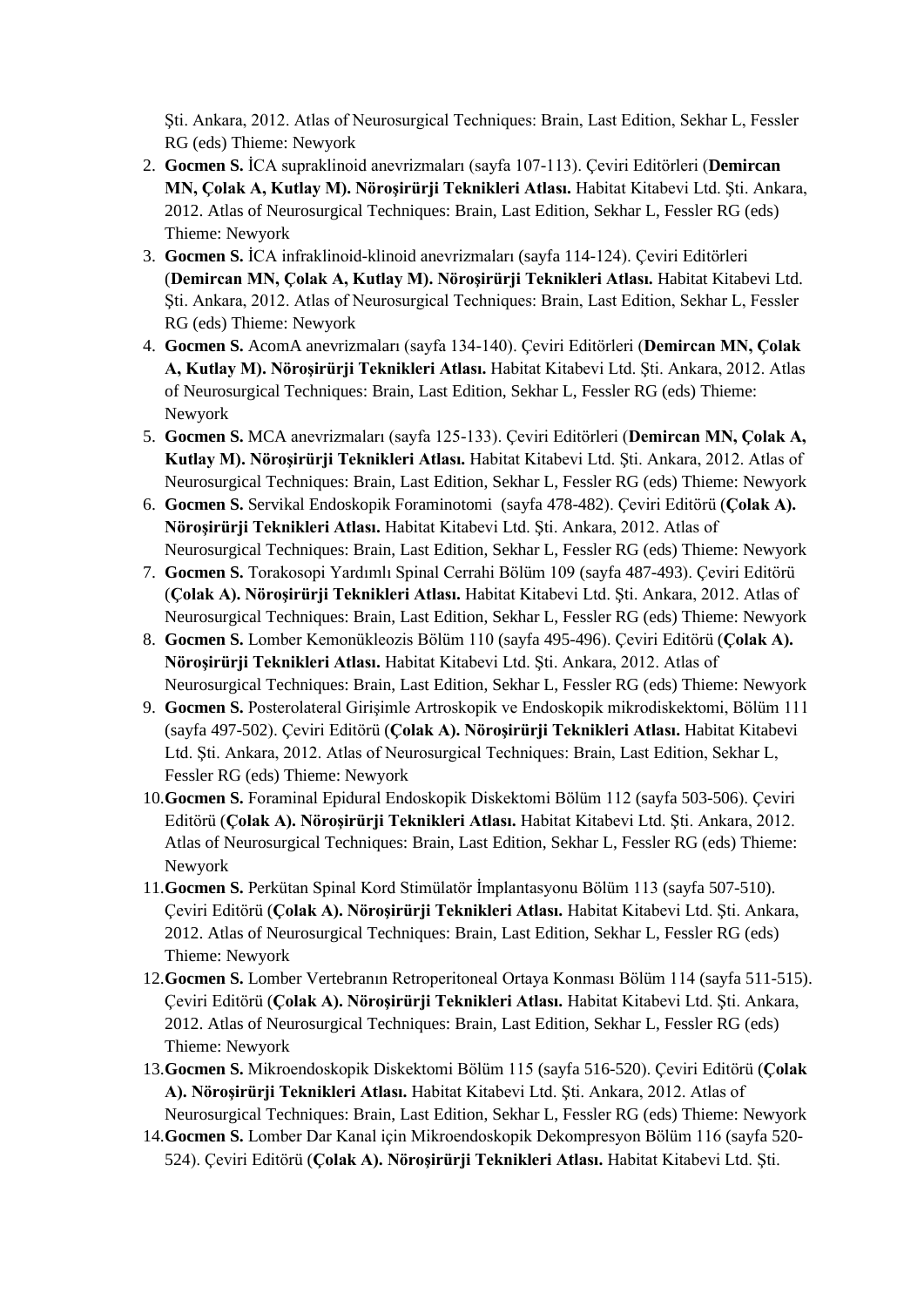Şti. Ankara, 2012. Atlas of Neurosurgical Techniques: Brain, Last Edition, Sekhar L, Fessler RG (eds) Thieme: Newyork

2. **Gocmen S.** İCA supraklinoid anevrizmaları (sayfa 107-113). Çeviri Editörleri (**Demircan MN, Çolak A, Kutlay M). Nöroşirürji Teknikleri Atlası.** Habitat Kitabevi Ltd. Şti. Ankara, 2012. Atlas of Neurosurgical Techniques: Brain, Last Edition, Sekhar L, Fessler RG (eds) Thieme: Newyork
3. **Gocmen S.** İCA infraklinoid-klinoid anevrizmaları (sayfa 114-124). Çeviri Editörleri (**Demircan MN, Çolak A, Kutlay M). Nöroşirürji Teknikleri Atlası.** Habitat Kitabevi Ltd. Şti. Ankara, 2012. Atlas of Neurosurgical Techniques: Brain, Last Edition, Sekhar L, Fessler RG (eds) Thieme: Newyork
4. **Gocmen S.** AcomA anevrizmaları (sayfa 134-140). Çeviri Editörleri (**Demircan MN, Çolak A, Kutlay M). Nöroşirürji Teknikleri Atlası.** Habitat Kitabevi Ltd. Şti. Ankara, 2012. Atlas of Neurosurgical Techniques: Brain, Last Edition, Sekhar L, Fessler RG (eds) Thieme: Newyork
5. **Gocmen S.** MCA anevrizmaları (sayfa 125-133). Çeviri Editörleri (**Demircan MN, Çolak A, Kutlay M). Nöroşirürji Teknikleri Atlası.** Habitat Kitabevi Ltd. Şti. Ankara, 2012. Atlas of Neurosurgical Techniques: Brain, Last Edition, Sekhar L, Fessler RG (eds) Thieme: Newyork
6. **Gocmen S.** Servikal Endoskopik Foraminotomi (sayfa 478-482). Çeviri Editörü (**Çolak A). Nöroşirürji Teknikleri Atlası.** Habitat Kitabevi Ltd. Şti. Ankara, 2012. Atlas of Neurosurgical Techniques: Brain, Last Edition, Sekhar L, Fessler RG (eds) Thieme: Newyork
7. **Gocmen S.** Torakosopi Yardımlı Spinal Cerrahi Bölüm 109 (sayfa 487-493). Çeviri Editörü (**Çolak A). Nöroşirürji Teknikleri Atlası.** Habitat Kitabevi Ltd. Şti. Ankara, 2012. Atlas of Neurosurgical Techniques: Brain, Last Edition, Sekhar L, Fessler RG (eds) Thieme: Newyork
8. **Gocmen S.** Lomber Kemonükleozis Bölüm 110 (sayfa 495-496). Çeviri Editörü (**Çolak A). Nöroşirürji Teknikleri Atlası.** Habitat Kitabevi Ltd. Şti. Ankara, 2012. Atlas of Neurosurgical Techniques: Brain, Last Edition, Sekhar L, Fessler RG (eds) Thieme: Newyork
9. **Gocmen S.** Posterolateral Girişimle Artroskopik ve Endoskopik mikrodiskektomi, Bölüm 111 (sayfa 497-502). Çeviri Editörü (**Çolak A). Nöroşirürji Teknikleri Atlası.** Habitat Kitabevi Ltd. Şti. Ankara, 2012. Atlas of Neurosurgical Techniques: Brain, Last Edition, Sekhar L, Fessler RG (eds) Thieme: Newyork
10. **Gocmen S.** Foraminal Epidural Endoskopik Diskektomi Bölüm 112 (sayfa 503-506). Çeviri Editörü (**Çolak A). Nöroşirürji Teknikleri Atlası.** Habitat Kitabevi Ltd. Şti. Ankara, 2012. Atlas of Neurosurgical Techniques: Brain, Last Edition, Sekhar L, Fessler RG (eds) Thieme: Newyork
11. **Gocmen S.** Perkütan Spinal Kord Stimülatör İmplantasyonu Bölüm 113 (sayfa 507-510). Çeviri Editörü (**Çolak A). Nöroşirürji Teknikleri Atlası.** Habitat Kitabevi Ltd. Şti. Ankara, 2012. Atlas of Neurosurgical Techniques: Brain, Last Edition, Sekhar L, Fessler RG (eds) Thieme: Newyork
12. **Gocmen S.** Lomber Vertebranın Retroperitoneal Ortaya Konması Bölüm 114 (sayfa 511-515). Çeviri Editörü (**Çolak A). Nöroşirürji Teknikleri Atlası.** Habitat Kitabevi Ltd. Şti. Ankara, 2012. Atlas of Neurosurgical Techniques: Brain, Last Edition, Sekhar L, Fessler RG (eds) Thieme: Newyork
13. **Gocmen S.** Mikroendoskopik Diskektomi Bölüm 115 (sayfa 516-520). Çeviri Editörü (**Çolak A). Nöroşirürji Teknikleri Atlası.** Habitat Kitabevi Ltd. Şti. Ankara, 2012. Atlas of Neurosurgical Techniques: Brain, Last Edition, Sekhar L, Fessler RG (eds) Thieme: Newyork
14. **Gocmen S.** Lomber Dar Kanal için Mikroendoskopik Dekompresyon Bölüm 116 (sayfa 520-524). Çeviri Editörü (**Çolak A). Nöroşirürji Teknikleri Atlası.** Habitat Kitabevi Ltd. Şti.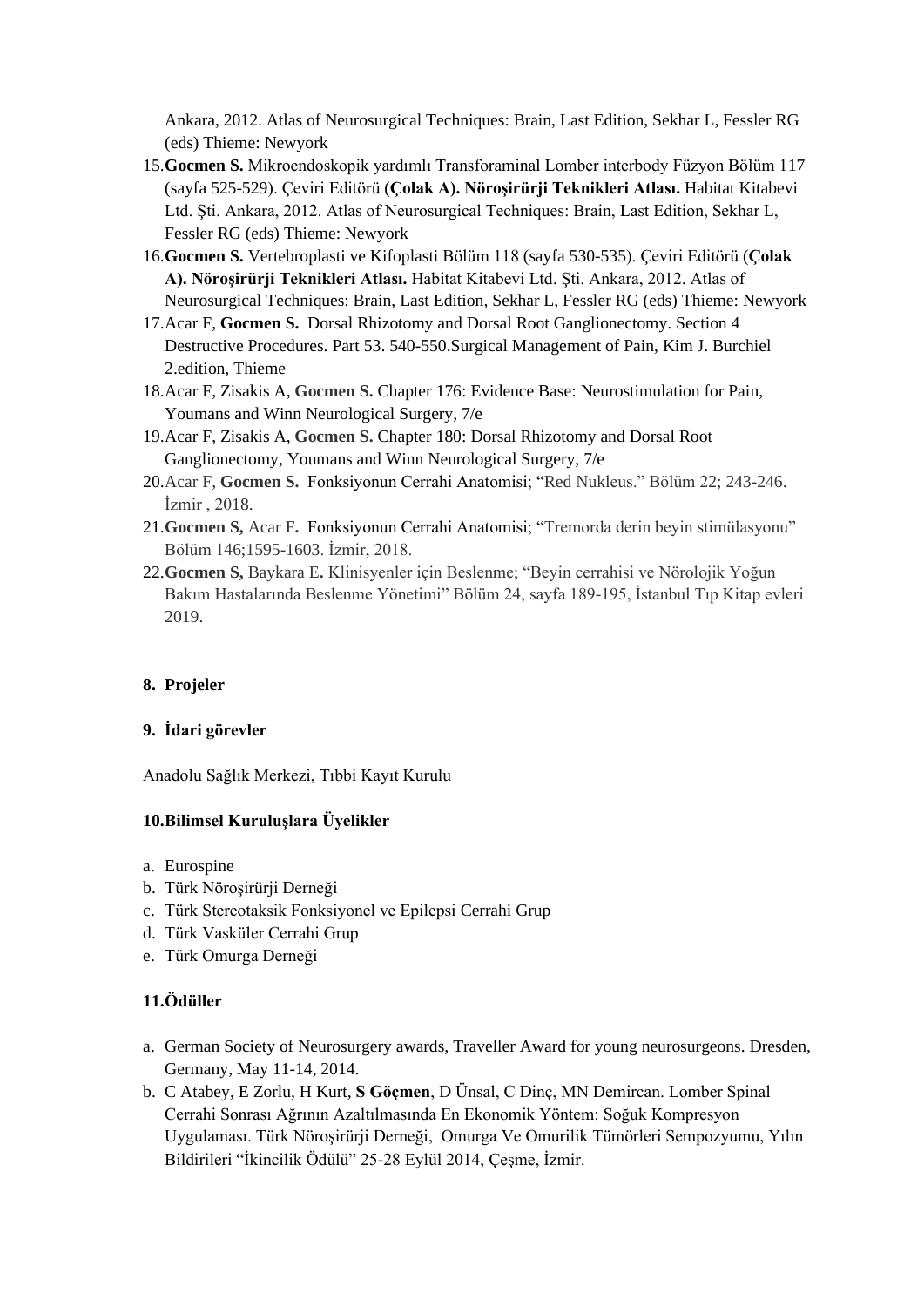Ankara, 2012. Atlas of Neurosurgical Techniques: Brain, Last Edition, Sekhar L, Fessler RG (eds) Thieme: Newyork

15. **Gocmen S.** Mikroendoskopik yardımlı Transforaminal Lomber interbody Füzyon Bölüm 117 (sayfa 525-529). Çeviri Editörü (**Çolak A). Nöroşirürji Teknikleri Atlası.** Habitat Kitabevi Ltd. Şti. Ankara, 2012. Atlas of Neurosurgical Techniques: Brain, Last Edition, Sekhar L, Fessler RG (eds) Thieme: Newyork
16. **Gocmen S.** Vertebroplasti ve Kifoplasti Bölüm 118 (sayfa 530-535). Çeviri Editörü (**Çolak A). Nöroşirürji Teknikleri Atlası.** Habitat Kitabevi Ltd. Şti. Ankara, 2012. Atlas of Neurosurgical Techniques: Brain, Last Edition, Sekhar L, Fessler RG (eds) Thieme: Newyork
17. Acar F, **Gocmen S.** Dorsal Rhizotomy and Dorsal Root Ganglionectomy. Section 4 Destructive Procedures. Part 53. 540-550.Surgical Management of Pain, Kim J. Burchiel 2.edition, Thieme
18. Acar F, Zisakis A, **Gocmen S.** Chapter 176: Evidence Base: Neurostimulation for Pain, Youmans and Winn Neurological Surgery, 7/e
19. Acar F, Zisakis A, **Gocmen S.** Chapter 180: Dorsal Rhizotomy and Dorsal Root Ganglionectomy, Youmans and Winn Neurological Surgery, 7/e
20. Acar F, **Gocmen S.** Fonksiyonun Cerrahi Anatomisi; "Red Nukleus." Bölüm 22; 243-246. İzmir , 2018.
21. **Gocmen S,** Acar F**.** Fonksiyonun Cerrahi Anatomisi; "Tremorda derin beyin stimülasyonu" Bölüm 146;1595-1603. İzmir, 2018.
22. **Gocmen S,** Baykara E**.** Klinisyenler için Beslenme; "Beyin cerrahisi ve Nörolojik Yoğun Bakım Hastalarında Beslenme Yönetimi" Bölüm 24, sayfa 189-195, İstanbul Tıp Kitap evleri 2019.

## 8. Projeler

## 9. İdari görevler

Anadolu Sağlık Merkezi, Tıbbi Kayıt Kurulu

## 10. Bilimsel Kuruluşlara Üyelikler

a. Eurospine
b. Türk Nöroşirürji Derneği
c. Türk Stereotaksik Fonksiyonel ve Epilepsi Cerrahi Grup
d. Türk Vasküler Cerrahi Grup
e. Türk Omurga Derneği

## 11. Ödüller

a. German Society of Neurosurgery awards, Traveller Award for young neurosurgeons. Dresden, Germany, May 11-14, 2014.
b. C Atabey, E Zorlu, H Kurt, **S Göçmen**, D Ünsal, C Dinç, MN Demircan. Lomber Spinal Cerrahi Sonrası Ağrının Azaltılmasında En Ekonomik Yöntem: Soğuk Kompresyon Uygulaması. Türk Nöroşirürji Derneği, Omurga Ve Omurilik Tümörleri Sempozyumu, Yılın Bildirileri "İkincilik Ödülü" 25-28 Eylül 2014, Çeşme, İzmir.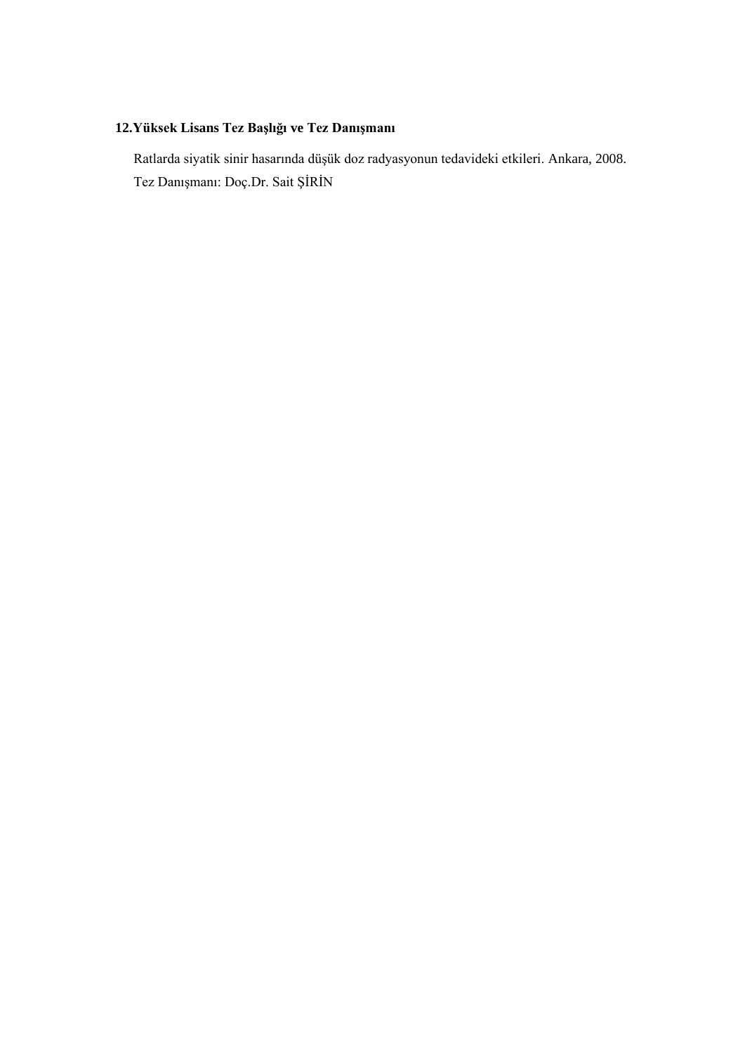**12.Yüksek Lisans Tez Başlığı ve Tez Danışmanı**

Ratlarda siyatik sinir hasarında düşük doz radyasyonun tedavideki etkileri. Ankara, 2008.
Tez Danışmanı: Doç.Dr. Sait ŞİRİN